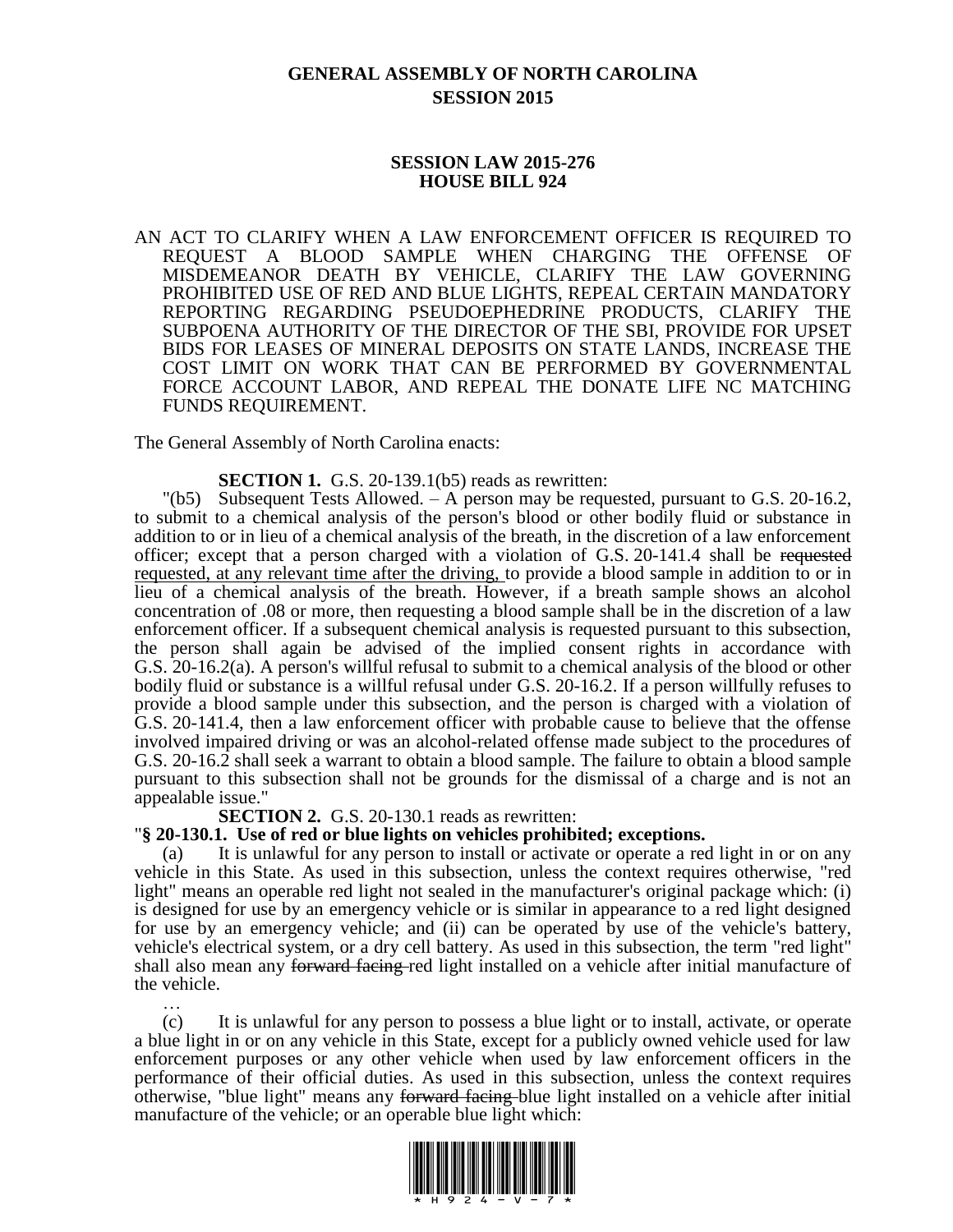# GENERAL ASSEMBLY OF NORTH CAROLINA
## SESSION 2015

### SESSION LAW 2015-276
### HOUSE BILL 924

AN ACT TO CLARIFY WHEN A LAW ENFORCEMENT OFFICER IS REQUIRED TO REQUEST A BLOOD SAMPLE WHEN CHARGING THE OFFENSE OF MISDEMEANOR DEATH BY VEHICLE, CLARIFY THE LAW GOVERNING PROHIBITED USE OF RED AND BLUE LIGHTS, REPEAL CERTAIN MANDATORY REPORTING REGARDING PSEUDOEPHEDRINE PRODUCTS, CLARIFY THE SUBPOENA AUTHORITY OF THE DIRECTOR OF THE SBI, PROVIDE FOR UPSET BIDS FOR LEASES OF MINERAL DEPOSITS ON STATE LANDS, INCREASE THE COST LIMIT ON WORK THAT CAN BE PERFORMED BY GOVERNMENTAL FORCE ACCOUNT LABOR, AND REPEAL THE DONATE LIFE NC MATCHING FUNDS REQUIREMENT.

The General Assembly of North Carolina enacts:

**SECTION 1.** G.S. 20-139.1(b5) reads as rewritten:

"(b5) Subsequent Tests Allowed. – A person may be requested, pursuant to G.S. 20-16.2, to submit to a chemical analysis of the person's blood or other bodily fluid or substance in addition to or in lieu of a chemical analysis of the breath, in the discretion of a law enforcement officer; except that a person charged with a violation of G.S. 20-141.4 shall be ~~requested~~ <u>requested, at any relevant time after the driving,</u> to provide a blood sample in addition to or in lieu of a chemical analysis of the breath. However, if a breath sample shows an alcohol concentration of .08 or more, then requesting a blood sample shall be in the discretion of a law enforcement officer. If a subsequent chemical analysis is requested pursuant to this subsection, the person shall again be advised of the implied consent rights in accordance with G.S. 20-16.2(a). A person's willful refusal to submit to a chemical analysis of the blood or other bodily fluid or substance is a willful refusal under G.S. 20-16.2. If a person willfully refuses to provide a blood sample under this subsection, and the person is charged with a violation of G.S. 20-141.4, then a law enforcement officer with probable cause to believe that the offense involved impaired driving or was an alcohol-related offense made subject to the procedures of G.S. 20-16.2 shall seek a warrant to obtain a blood sample. The failure to obtain a blood sample pursuant to this subsection shall not be grounds for the dismissal of a charge and is not an appealable issue."

**SECTION 2.** G.S. 20-130.1 reads as rewritten:

"**§ 20-130.1. Use of red or blue lights on vehicles prohibited; exceptions.**

(a) It is unlawful for any person to install or activate or operate a red light in or on any vehicle in this State. As used in this subsection, unless the context requires otherwise, "red light" means an operable red light not sealed in the manufacturer's original package which: (i) is designed for use by an emergency vehicle or is similar in appearance to a red light designed for use by an emergency vehicle; and (ii) can be operated by use of the vehicle's battery, vehicle's electrical system, or a dry cell battery. As used in this subsection, the term "red light" shall also mean any ~~forward facing~~ red light installed on a vehicle after initial manufacture of the vehicle.

…

(c) It is unlawful for any person to possess a blue light or to install, activate, or operate a blue light in or on any vehicle in this State, except for a publicly owned vehicle used for law enforcement purposes or any other vehicle when used by law enforcement officers in the performance of their official duties. As used in this subsection, unless the context requires otherwise, "blue light" means any ~~forward facing~~ blue light installed on a vehicle after initial manufacture of the vehicle; or an operable blue light which: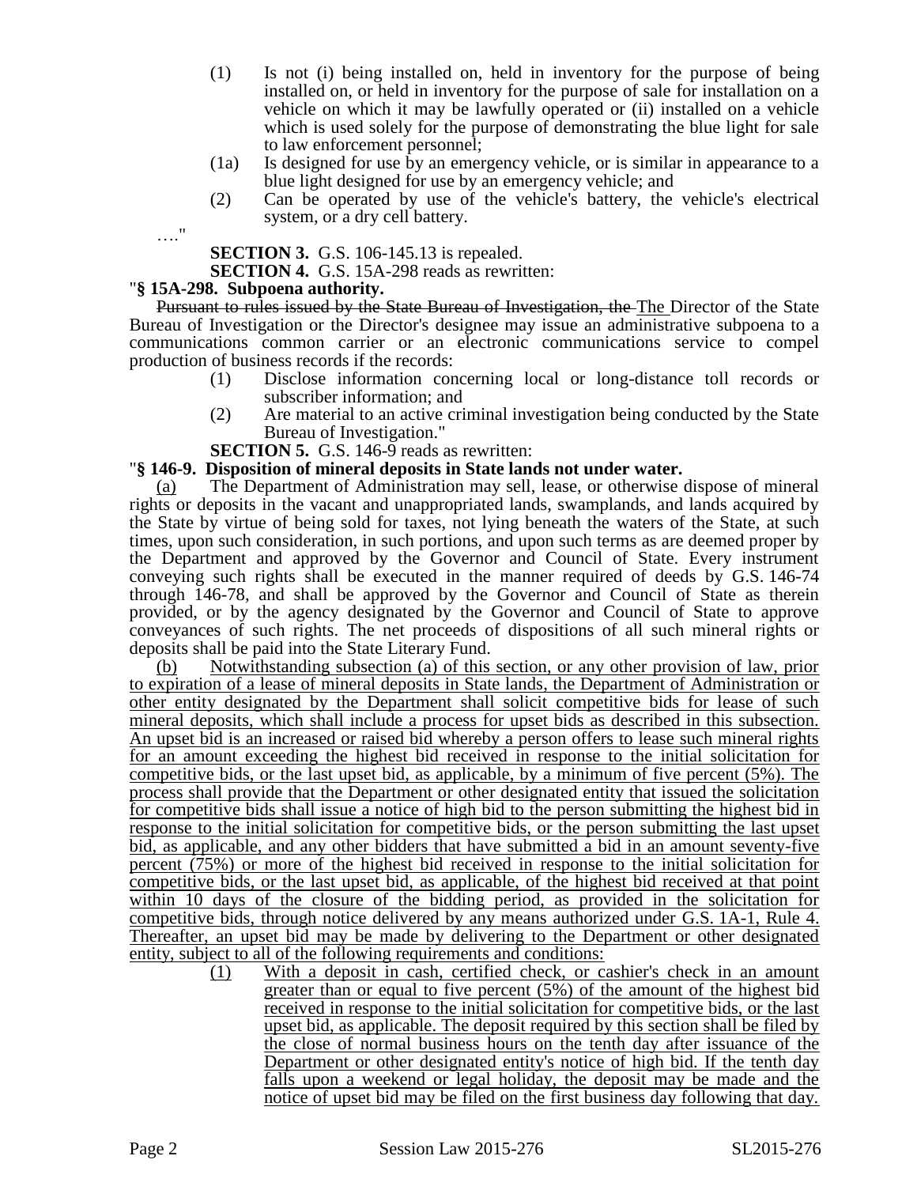(1) Is not (i) being installed on, held in inventory for the purpose of being installed on, or held in inventory for the purpose of sale for installation on a vehicle on which it may be lawfully operated or (ii) installed on a vehicle which is used solely for the purpose of demonstrating the blue light for sale to law enforcement personnel;

(1a) Is designed for use by an emergency vehicle, or is similar in appearance to a blue light designed for use by an emergency vehicle; and

(2) Can be operated by use of the vehicle's battery, the vehicle's electrical system, or a dry cell battery.

…."

**SECTION 3.** G.S. 106-145.13 is repealed.

**SECTION 4.** G.S. 15A-298 reads as rewritten:

"**§ 15A-298. Subpoena authority.**

~~Pursuant to rules issued by the State Bureau of Investigation, the~~ The Director of the State Bureau of Investigation or the Director's designee may issue an administrative subpoena to a communications common carrier or an electronic communications service to compel production of business records if the records:

(1) Disclose information concerning local or long-distance toll records or subscriber information; and

(2) Are material to an active criminal investigation being conducted by the State Bureau of Investigation."

**SECTION 5.** G.S. 146-9 reads as rewritten:

"**§ 146-9. Disposition of mineral deposits in State lands not under water.**

(a) The Department of Administration may sell, lease, or otherwise dispose of mineral rights or deposits in the vacant and unappropriated lands, swamplands, and lands acquired by the State by virtue of being sold for taxes, not lying beneath the waters of the State, at such times, upon such consideration, in such portions, and upon such terms as are deemed proper by the Department and approved by the Governor and Council of State. Every instrument conveying such rights shall be executed in the manner required of deeds by G.S. 146-74 through 146-78, and shall be approved by the Governor and Council of State as therein provided, or by the agency designated by the Governor and Council of State to approve conveyances of such rights. The net proceeds of dispositions of all such mineral rights or deposits shall be paid into the State Literary Fund.

(b) Notwithstanding subsection (a) of this section, or any other provision of law, prior to expiration of a lease of mineral deposits in State lands, the Department of Administration or other entity designated by the Department shall solicit competitive bids for lease of such mineral deposits, which shall include a process for upset bids as described in this subsection. An upset bid is an increased or raised bid whereby a person offers to lease such mineral rights for an amount exceeding the highest bid received in response to the initial solicitation for competitive bids, or the last upset bid, as applicable, by a minimum of five percent (5%). The process shall provide that the Department or other designated entity that issued the solicitation for competitive bids shall issue a notice of high bid to the person submitting the highest bid in response to the initial solicitation for competitive bids, or the person submitting the last upset bid, as applicable, and any other bidders that have submitted a bid in an amount seventy-five percent (75%) or more of the highest bid received in response to the initial solicitation for competitive bids, or the last upset bid, as applicable, of the highest bid received at that point within 10 days of the closure of the bidding period, as provided in the solicitation for competitive bids, through notice delivered by any means authorized under G.S. 1A-1, Rule 4. Thereafter, an upset bid may be made by delivering to the Department or other designated entity, subject to all of the following requirements and conditions:

(1) With a deposit in cash, certified check, or cashier's check in an amount greater than or equal to five percent (5%) of the amount of the highest bid received in response to the initial solicitation for competitive bids, or the last upset bid, as applicable. The deposit required by this section shall be filed by the close of normal business hours on the tenth day after issuance of the Department or other designated entity's notice of high bid. If the tenth day falls upon a weekend or legal holiday, the deposit may be made and the notice of upset bid may be filed on the first business day following that day.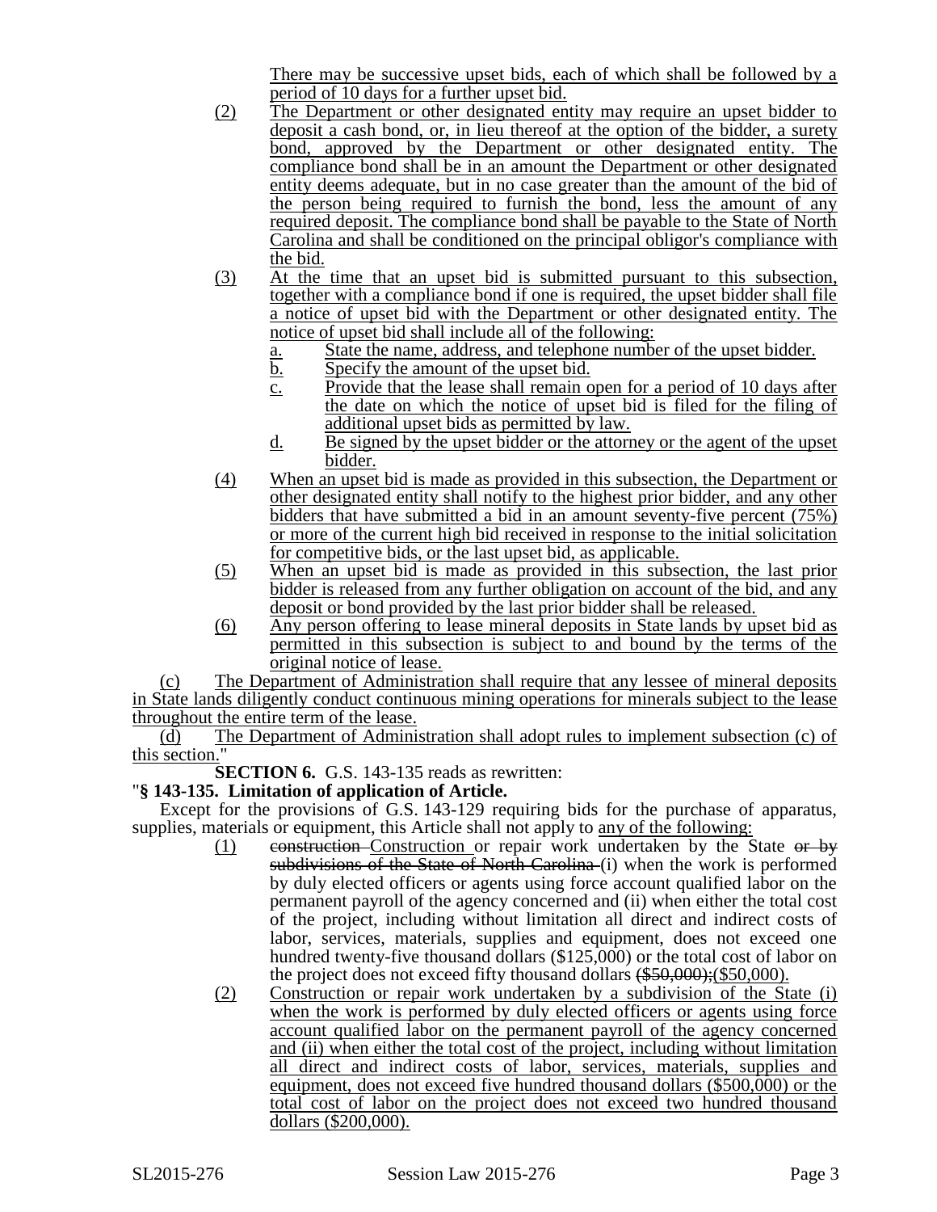There may be successive upset bids, each of which shall be followed by a period of 10 days for a further upset bid.

(2) The Department or other designated entity may require an upset bidder to deposit a cash bond, or, in lieu thereof at the option of the bidder, a surety bond, approved by the Department or other designated entity. The compliance bond shall be in an amount the Department or other designated entity deems adequate, but in no case greater than the amount of the bid of the person being required to furnish the bond, less the amount of any required deposit. The compliance bond shall be payable to the State of North Carolina and shall be conditioned on the principal obligor's compliance with the bid.

(3) At the time that an upset bid is submitted pursuant to this subsection, together with a compliance bond if one is required, the upset bidder shall file a notice of upset bid with the Department or other designated entity. The notice of upset bid shall include all of the following:

a. State the name, address, and telephone number of the upset bidder.
b. Specify the amount of the upset bid.
c. Provide that the lease shall remain open for a period of 10 days after the date on which the notice of upset bid is filed for the filing of additional upset bids as permitted by law.
d. Be signed by the upset bidder or the attorney or the agent of the upset bidder.

(4) When an upset bid is made as provided in this subsection, the Department or other designated entity shall notify to the highest prior bidder, and any other bidders that have submitted a bid in an amount seventy-five percent (75%) or more of the current high bid received in response to the initial solicitation for competitive bids, or the last upset bid, as applicable.

(5) When an upset bid is made as provided in this subsection, the last prior bidder is released from any further obligation on account of the bid, and any deposit or bond provided by the last prior bidder shall be released.

(6) Any person offering to lease mineral deposits in State lands by upset bid as permitted in this subsection is subject to and bound by the terms of the original notice of lease.

(c) The Department of Administration shall require that any lessee of mineral deposits in State lands diligently conduct continuous mining operations for minerals subject to the lease throughout the entire term of the lease.

(d) The Department of Administration shall adopt rules to implement subsection (c) of this section."

**SECTION 6.** G.S. 143-135 reads as rewritten:

"**§ 143-135. Limitation of application of Article.**

Except for the provisions of G.S. 143-129 requiring bids for the purchase of apparatus, supplies, materials or equipment, this Article shall not apply to any of the following:

(1) ~~construction~~ Construction or repair work undertaken by the State ~~or by subdivisions of the State of North Carolina~~ (i) when the work is performed by duly elected officers or agents using force account qualified labor on the permanent payroll of the agency concerned and (ii) when either the total cost of the project, including without limitation all direct and indirect costs of labor, services, materials, supplies and equipment, does not exceed one hundred twenty-five thousand dollars ($125,000) or the total cost of labor on the project does not exceed fifty thousand dollars ~~($50,000);~~($50,000).

(2) Construction or repair work undertaken by a subdivision of the State (i) when the work is performed by duly elected officers or agents using force account qualified labor on the permanent payroll of the agency concerned and (ii) when either the total cost of the project, including without limitation all direct and indirect costs of labor, services, materials, supplies and equipment, does not exceed five hundred thousand dollars ($500,000) or the total cost of labor on the project does not exceed two hundred thousand dollars ($200,000).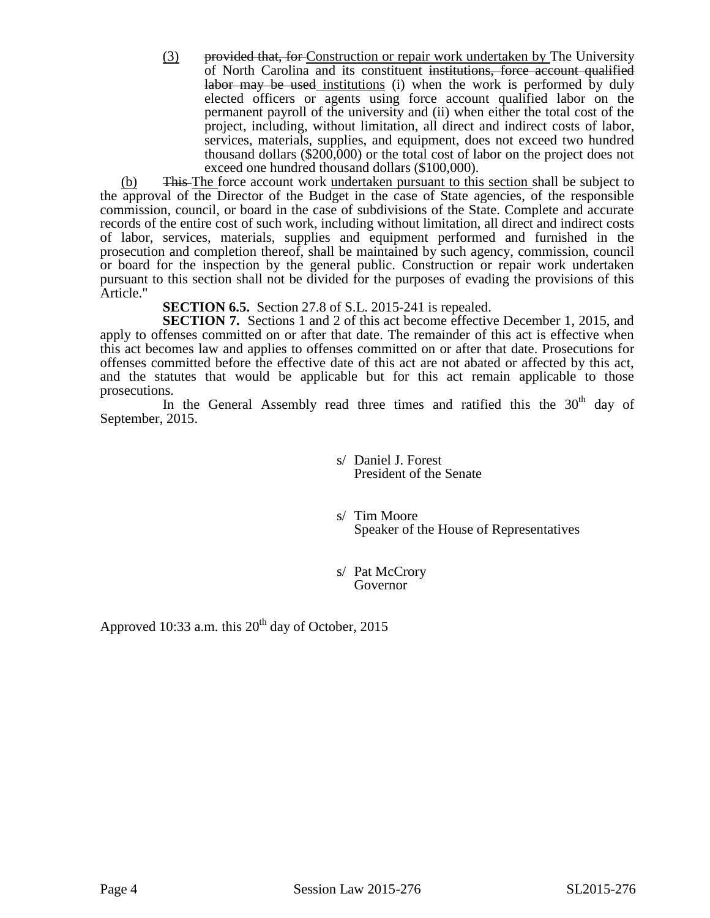(3) ~~provided that, for~~ Construction or repair work undertaken by The University of North Carolina and its constituent ~~institutions, force account qualified labor may be used~~ institutions (i) when the work is performed by duly elected officers or agents using force account qualified labor on the permanent payroll of the university and (ii) when either the total cost of the project, including, without limitation, all direct and indirect costs of labor, services, materials, supplies, and equipment, does not exceed two hundred thousand dollars ($200,000) or the total cost of labor on the project does not exceed one hundred thousand dollars ($100,000).

(b) ~~This~~ The force account work undertaken pursuant to this section shall be subject to the approval of the Director of the Budget in the case of State agencies, of the responsible commission, council, or board in the case of subdivisions of the State. Complete and accurate records of the entire cost of such work, including without limitation, all direct and indirect costs of labor, services, materials, supplies and equipment performed and furnished in the prosecution and completion thereof, shall be maintained by such agency, commission, council or board for the inspection by the general public. Construction or repair work undertaken pursuant to this section shall not be divided for the purposes of evading the provisions of this Article."

**SECTION 6.5.** Section 27.8 of S.L. 2015-241 is repealed.

**SECTION 7.** Sections 1 and 2 of this act become effective December 1, 2015, and apply to offenses committed on or after that date. The remainder of this act is effective when this act becomes law and applies to offenses committed on or after that date. Prosecutions for offenses committed before the effective date of this act are not abated or affected by this act, and the statutes that would be applicable but for this act remain applicable to those prosecutions.

In the General Assembly read three times and ratified this the 30th day of September, 2015.

s/ Daniel J. Forest
President of the Senate

s/ Tim Moore
Speaker of the House of Representatives

s/ Pat McCrory
Governor

Approved 10:33 a.m. this 20th day of October, 2015